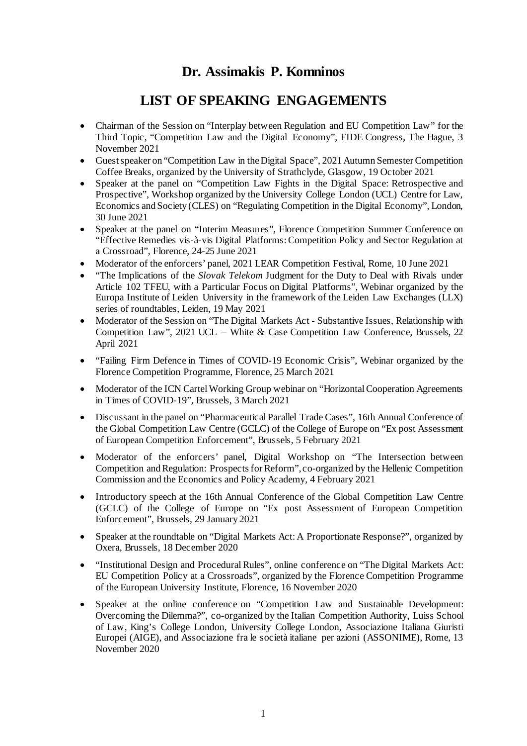# Dr. Assimakis P. Komninos

## LIST OF SPEAKING ENGAGEMENTS

- Chairman of the Session on "Interplay between Regulation and EU Competition Law" for the Third Topic, "Competition Law and the Digital Economy", FIDE Congress, The Hague, 3 November 2021
- Guest speaker on "Competition Law in the Digital Space", 2021 Autumn Semester Competition Coffee Breaks, organized by the University of Strathclyde, Glasgow, 19 October 2021
- Speaker at the panel on "Competition Law Fights in the Digital Space: Retrospective and Prospective", Workshop organized by the University College London (UCL) Centre for Law, Economics and Society (CLES) on "Regulating Competition in the Digital Economy", London, 30 June 2021
- Speaker at the panel on "Interim Measures", Florence Competition Summer Conference on "Effective Remedies vis-à-vis Digital Platforms: Competition Policy and Sector Regulation at a Crossroad", Florence, 24-25 June 2021
- Moderator of the enforcers' panel, 2021 LEAR Competition Festival, Rome, 10 June 2021
- "The Implications of the *Slovak Telekom* Judgment for the Duty to Deal with Rivals under Article 102 TFEU, with a Particular Focus on Digital Platforms", Webinar organized by the Europa Institute of Leiden University in the framework of the Leiden Law Exchanges (LLX) series of roundtables, Leiden, 19 May 2021
- Moderator of the Session on "The Digital Markets Act - Substantive Issues, Relationship with Competition Law", 2021 UCL – White & Case Competition Law Conference, Brussels, 22 April 2021
- "Failing Firm Defence in Times of COVID-19 Economic Crisis", Webinar organized by the Florence Competition Programme, Florence, 25 March 2021
- Moderator of the ICN Cartel Working Group webinar on "Horizontal Cooperation Agreements in Times of COVID-19", Brussels, 3 March 2021
- Discussant in the panel on "Pharmaceutical Parallel Trade Cases", 16th Annual Conference of the Global Competition Law Centre (GCLC) of the College of Europe on "Ex post Assessment of European Competition Enforcement", Brussels, 5 February 2021
- Moderator of the enforcers' panel, Digital Workshop on "The Intersection between Competition and Regulation: Prospects for Reform", co-organized by the Hellenic Competition Commission and the Economics and Policy Academy, 4 February 2021
- Introductory speech at the 16th Annual Conference of the Global Competition Law Centre (GCLC) of the College of Europe on "Ex post Assessment of European Competition Enforcement", Brussels, 29 January 2021
- Speaker at the roundtable on "Digital Markets Act: A Proportionate Response?", organized by Oxera, Brussels, 18 December 2020
- "Institutional Design and Procedural Rules", online conference on "The Digital Markets Act: EU Competition Policy at a Crossroads", organized by the Florence Competition Programme of the European University Institute, Florence, 16 November 2020
- Speaker at the online conference on "Competition Law and Sustainable Development: Overcoming the Dilemma?", co-organized by the Italian Competition Authority, Luiss School of Law, King's College London, University College London, Associazione Italiana Giuristi Europei (AIGE), and Associazione fra le società italiane per azioni (ASSONIME), Rome, 13 November 2020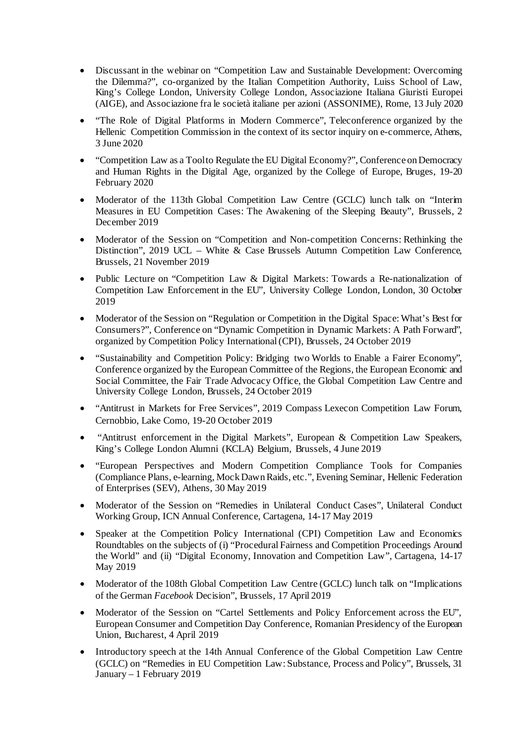- Discussant in the webinar on "Competition Law and Sustainable Development: Overcoming the Dilemma?", co-organized by the Italian Competition Authority, Luiss School of Law, King's College London, University College London, Associazione Italiana Giuristi Europei (AIGE), and Associazione fra le società italiane per azioni (ASSONIME), Rome, 13 July 2020

- "The Role of Digital Platforms in Modern Commerce", Teleconference organized by the Hellenic Competition Commission in the context of its sector inquiry on e-commerce, Athens, 3 June 2020

- "Competition Law as a Tool to Regulate the EU Digital Economy?", Conference on Democracy and Human Rights in the Digital Age, organized by the College of Europe, Bruges, 19-20 February 2020

- Moderator of the 113th Global Competition Law Centre (GCLC) lunch talk on "Interim Measures in EU Competition Cases: The Awakening of the Sleeping Beauty", Brussels, 2 December 2019

- Moderator of the Session on "Competition and Non-competition Concerns: Rethinking the Distinction", 2019 UCL – White & Case Brussels Autumn Competition Law Conference, Brussels, 21 November 2019

- Public Lecture on "Competition Law & Digital Markets: Towards a Re-nationalization of Competition Law Enforcement in the EU", University College London, London, 30 October 2019

- Moderator of the Session on "Regulation or Competition in the Digital Space: What's Best for Consumers?", Conference on "Dynamic Competition in Dynamic Markets: A Path Forward", organized by Competition Policy International (CPI), Brussels, 24 October 2019

- "Sustainability and Competition Policy: Bridging two Worlds to Enable a Fairer Economy", Conference organized by the European Committee of the Regions, the European Economic and Social Committee, the Fair Trade Advocacy Office, the Global Competition Law Centre and University College London, Brussels, 24 October 2019

- "Antitrust in Markets for Free Services", 2019 Compass Lexecon Competition Law Forum, Cernobbio, Lake Como, 19-20 October 2019

- "Antitrust enforcement in the Digital Markets", European & Competition Law Speakers, King's College London Alumni (KCLA) Belgium, Brussels, 4 June 2019

- "European Perspectives and Modern Competition Compliance Tools for Companies (Compliance Plans, e-learning, Mock Dawn Raids, etc.", Evening Seminar, Hellenic Federation of Enterprises (SEV), Athens, 30 May 2019

- Moderator of the Session on "Remedies in Unilateral Conduct Cases", Unilateral Conduct Working Group, ICN Annual Conference, Cartagena, 14-17 May 2019

- Speaker at the Competition Policy International (CPI) Competition Law and Economics Roundtables on the subjects of (i) "Procedural Fairness and Competition Proceedings Around the World" and (ii) "Digital Economy, Innovation and Competition Law", Cartagena, 14-17 May 2019

- Moderator of the 108th Global Competition Law Centre (GCLC) lunch talk on "Implications of the German *Facebook* Decision", Brussels, 17 April 2019

- Moderator of the Session on "Cartel Settlements and Policy Enforcement across the EU", European Consumer and Competition Day Conference, Romanian Presidency of the European Union, Bucharest, 4 April 2019

- Introductory speech at the 14th Annual Conference of the Global Competition Law Centre (GCLC) on "Remedies in EU Competition Law: Substance, Process and Policy", Brussels, 31 January – 1 February 2019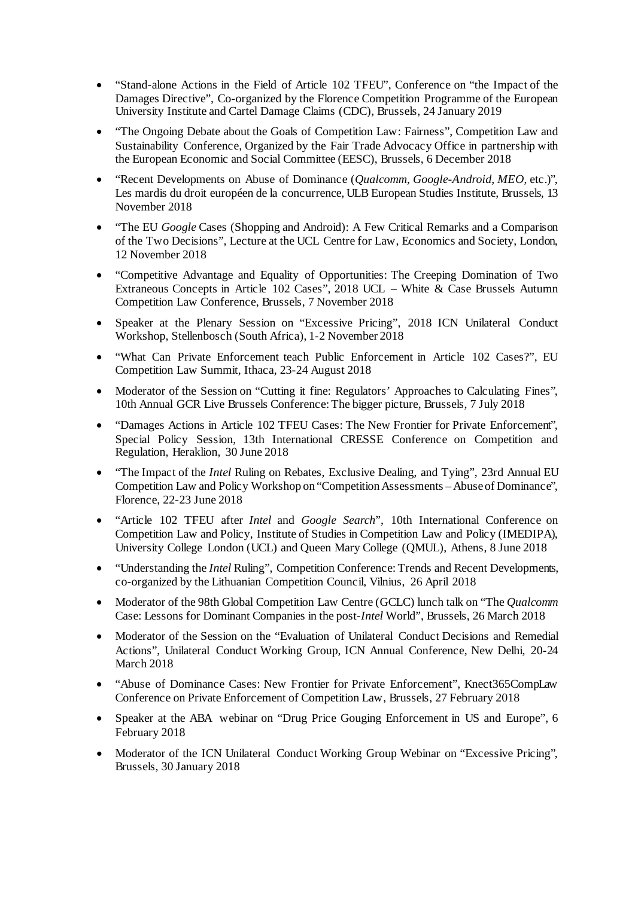- "Stand-alone Actions in the Field of Article 102 TFEU", Conference on "the Impact of the Damages Directive", Co-organized by the Florence Competition Programme of the European University Institute and Cartel Damage Claims (CDC), Brussels, 24 January 2019

- "The Ongoing Debate about the Goals of Competition Law: Fairness", Competition Law and Sustainability Conference, Organized by the Fair Trade Advocacy Office in partnership with the European Economic and Social Committee (EESC), Brussels, 6 December 2018

- "Recent Developments on Abuse of Dominance (*Qualcomm*, *Google-Android*, *MEO*, etc.)", Les mardis du droit européen de la concurrence, ULB European Studies Institute, Brussels, 13 November 2018

- "The EU *Google* Cases (Shopping and Android): A Few Critical Remarks and a Comparison of the Two Decisions", Lecture at the UCL Centre for Law, Economics and Society, London, 12 November 2018

- "Competitive Advantage and Equality of Opportunities: The Creeping Domination of Two Extraneous Concepts in Article 102 Cases", 2018 UCL – White & Case Brussels Autumn Competition Law Conference, Brussels, 7 November 2018

- Speaker at the Plenary Session on "Excessive Pricing", 2018 ICN Unilateral Conduct Workshop, Stellenbosch (South Africa), 1-2 November 2018

- "What Can Private Enforcement teach Public Enforcement in Article 102 Cases?", EU Competition Law Summit, Ithaca, 23-24 August 2018

- Moderator of the Session on "Cutting it fine: Regulators' Approaches to Calculating Fines", 10th Annual GCR Live Brussels Conference: The bigger picture, Brussels, 7 July 2018

- "Damages Actions in Article 102 TFEU Cases: The New Frontier for Private Enforcement", Special Policy Session, 13th International CRESSE Conference on Competition and Regulation, Heraklion, 30 June 2018

- "The Impact of the *Intel* Ruling on Rebates, Exclusive Dealing, and Tying", 23rd Annual EU Competition Law and Policy Workshop on "Competition Assessments – Abuse of Dominance", Florence, 22-23 June 2018

- "Article 102 TFEU after *Intel* and *Google Search*", 10th International Conference on Competition Law and Policy, Institute of Studies in Competition Law and Policy (IMEDIPA), University College London (UCL) and Queen Mary College (QMUL), Athens, 8 June 2018

- "Understanding the *Intel* Ruling", Competition Conference: Trends and Recent Developments, co-organized by the Lithuanian Competition Council, Vilnius, 26 April 2018

- Moderator of the 98th Global Competition Law Centre (GCLC) lunch talk on "The *Qualcomm* Case: Lessons for Dominant Companies in the post-*Intel* World", Brussels, 26 March 2018

- Moderator of the Session on the "Evaluation of Unilateral Conduct Decisions and Remedial Actions", Unilateral Conduct Working Group, ICN Annual Conference, New Delhi, 20-24 March 2018

- "Abuse of Dominance Cases: New Frontier for Private Enforcement", Knect365CompLaw Conference on Private Enforcement of Competition Law, Brussels, 27 February 2018

- Speaker at the ABA webinar on "Drug Price Gouging Enforcement in US and Europe", 6 February 2018

- Moderator of the ICN Unilateral Conduct Working Group Webinar on "Excessive Pricing", Brussels, 30 January 2018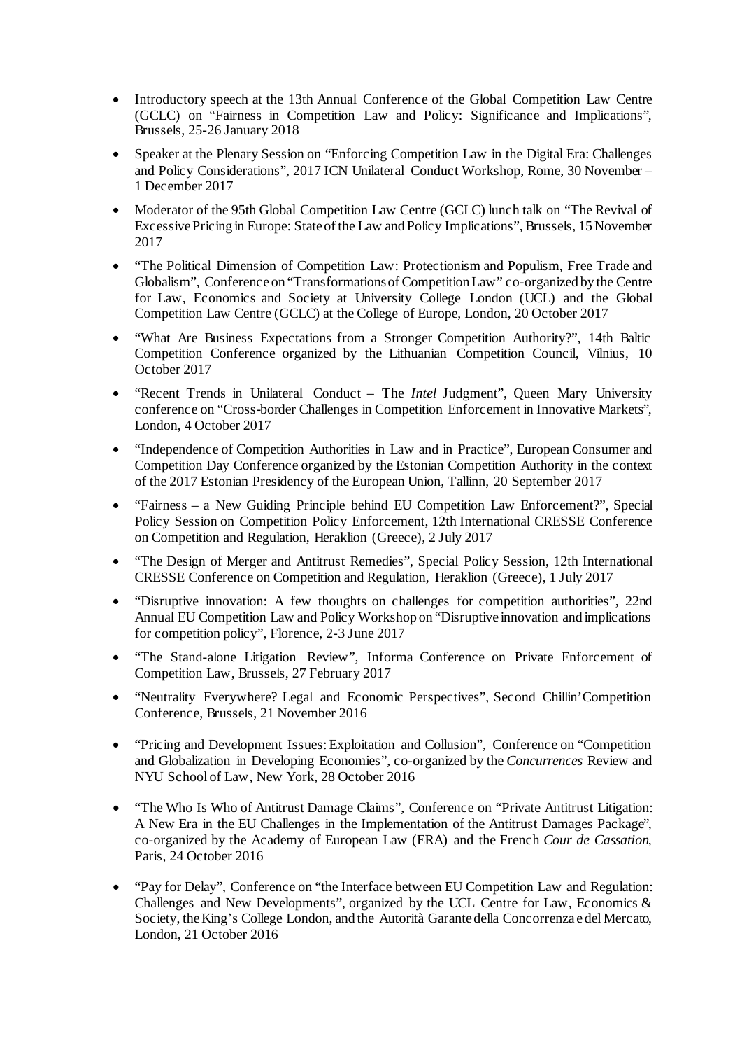- Introductory speech at the 13th Annual Conference of the Global Competition Law Centre (GCLC) on "Fairness in Competition Law and Policy: Significance and Implications", Brussels, 25-26 January 2018
- Speaker at the Plenary Session on "Enforcing Competition Law in the Digital Era: Challenges and Policy Considerations", 2017 ICN Unilateral Conduct Workshop, Rome, 30 November – 1 December 2017
- Moderator of the 95th Global Competition Law Centre (GCLC) lunch talk on "The Revival of Excessive Pricing in Europe: State of the Law and Policy Implications", Brussels, 15 November 2017
- "The Political Dimension of Competition Law: Protectionism and Populism, Free Trade and Globalism", Conference on "Transformations of Competition Law" co-organized by the Centre for Law, Economics and Society at University College London (UCL) and the Global Competition Law Centre (GCLC) at the College of Europe, London, 20 October 2017
- "What Are Business Expectations from a Stronger Competition Authority?", 14th Baltic Competition Conference organized by the Lithuanian Competition Council, Vilnius, 10 October 2017
- "Recent Trends in Unilateral Conduct – The *Intel* Judgment", Queen Mary University conference on "Cross-border Challenges in Competition Enforcement in Innovative Markets", London, 4 October 2017
- "Independence of Competition Authorities in Law and in Practice", European Consumer and Competition Day Conference organized by the Estonian Competition Authority in the context of the 2017 Estonian Presidency of the European Union, Tallinn, 20 September 2017
- "Fairness – a New Guiding Principle behind EU Competition Law Enforcement?", Special Policy Session on Competition Policy Enforcement, 12th International CRESSE Conference on Competition and Regulation, Heraklion (Greece), 2 July 2017
- "The Design of Merger and Antitrust Remedies", Special Policy Session, 12th International CRESSE Conference on Competition and Regulation, Heraklion (Greece), 1 July 2017
- "Disruptive innovation: A few thoughts on challenges for competition authorities", 22nd Annual EU Competition Law and Policy Workshop on "Disruptive innovation and implications for competition policy", Florence, 2-3 June 2017
- "The Stand-alone Litigation Review", Informa Conference on Private Enforcement of Competition Law, Brussels, 27 February 2017
- "Neutrality Everywhere? Legal and Economic Perspectives", Second Chillin'Competition Conference, Brussels, 21 November 2016
- "Pricing and Development Issues: Exploitation and Collusion", Conference on "Competition and Globalization in Developing Economies", co-organized by the *Concurrences* Review and NYU School of Law, New York, 28 October 2016
- "The Who Is Who of Antitrust Damage Claims", Conference on "Private Antitrust Litigation: A New Era in the EU Challenges in the Implementation of the Antitrust Damages Package", co-organized by the Academy of European Law (ERA) and the French *Cour de Cassation*, Paris, 24 October 2016
- "Pay for Delay", Conference on "the Interface between EU Competition Law and Regulation: Challenges and New Developments", organized by the UCL Centre for Law, Economics & Society, the King's College London, and the Autorità Garante della Concorrenza e del Mercato, London, 21 October 2016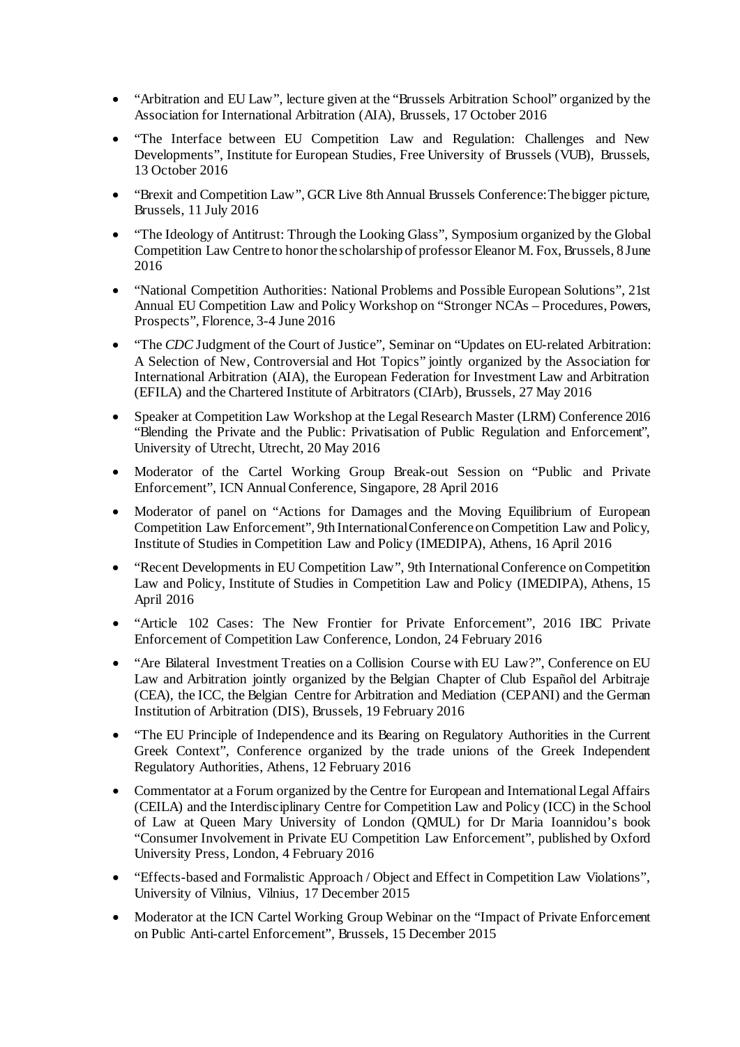- "Arbitration and EU Law", lecture given at the "Brussels Arbitration School" organized by the Association for International Arbitration (AIA), Brussels, 17 October 2016

- "The Interface between EU Competition Law and Regulation: Challenges and New Developments", Institute for European Studies, Free University of Brussels (VUB), Brussels, 13 October 2016

- "Brexit and Competition Law", GCR Live 8th Annual Brussels Conference: The bigger picture, Brussels, 11 July 2016

- "The Ideology of Antitrust: Through the Looking Glass", Symposium organized by the Global Competition Law Centre to honor the scholarship of professor Eleanor M. Fox, Brussels, 8 June 2016

- "National Competition Authorities: National Problems and Possible European Solutions", 21st Annual EU Competition Law and Policy Workshop on "Stronger NCAs – Procedures, Powers, Prospects", Florence, 3-4 June 2016

- "The *CDC* Judgment of the Court of Justice", Seminar on "Updates on EU-related Arbitration: A Selection of New, Controversial and Hot Topics" jointly organized by the Association for International Arbitration (AIA), the European Federation for Investment Law and Arbitration (EFILA) and the Chartered Institute of Arbitrators (CIArb), Brussels, 27 May 2016

- Speaker at Competition Law Workshop at the Legal Research Master (LRM) Conference 2016 "Blending the Private and the Public: Privatisation of Public Regulation and Enforcement", University of Utrecht, Utrecht, 20 May 2016

- Moderator of the Cartel Working Group Break-out Session on "Public and Private Enforcement", ICN Annual Conference, Singapore, 28 April 2016

- Moderator of panel on "Actions for Damages and the Moving Equilibrium of European Competition Law Enforcement", 9th International Conference on Competition Law and Policy, Institute of Studies in Competition Law and Policy (IMEDIPA), Athens, 16 April 2016

- "Recent Developments in EU Competition Law", 9th International Conference on Competition Law and Policy, Institute of Studies in Competition Law and Policy (IMEDIPA), Athens, 15 April 2016

- "Article 102 Cases: The New Frontier for Private Enforcement", 2016 IBC Private Enforcement of Competition Law Conference, London, 24 February 2016

- "Are Bilateral Investment Treaties on a Collision Course with EU Law?", Conference on EU Law and Arbitration jointly organized by the Belgian Chapter of Club Español del Arbitraje (CEA), the ICC, the Belgian Centre for Arbitration and Mediation (CEPANI) and the German Institution of Arbitration (DIS), Brussels, 19 February 2016

- "The EU Principle of Independence and its Bearing on Regulatory Authorities in the Current Greek Context", Conference organized by the trade unions of the Greek Independent Regulatory Authorities, Athens, 12 February 2016

- Commentator at a Forum organized by the Centre for European and International Legal Affairs (CEILA) and the Interdisciplinary Centre for Competition Law and Policy (ICC) in the School of Law at Queen Mary University of London (QMUL) for Dr Maria Ioannidou's book "Consumer Involvement in Private EU Competition Law Enforcement", published by Oxford University Press, London, 4 February 2016

- "Effects-based and Formalistic Approach / Object and Effect in Competition Law Violations", University of Vilnius, Vilnius, 17 December 2015

- Moderator at the ICN Cartel Working Group Webinar on the "Impact of Private Enforcement on Public Anti-cartel Enforcement", Brussels, 15 December 2015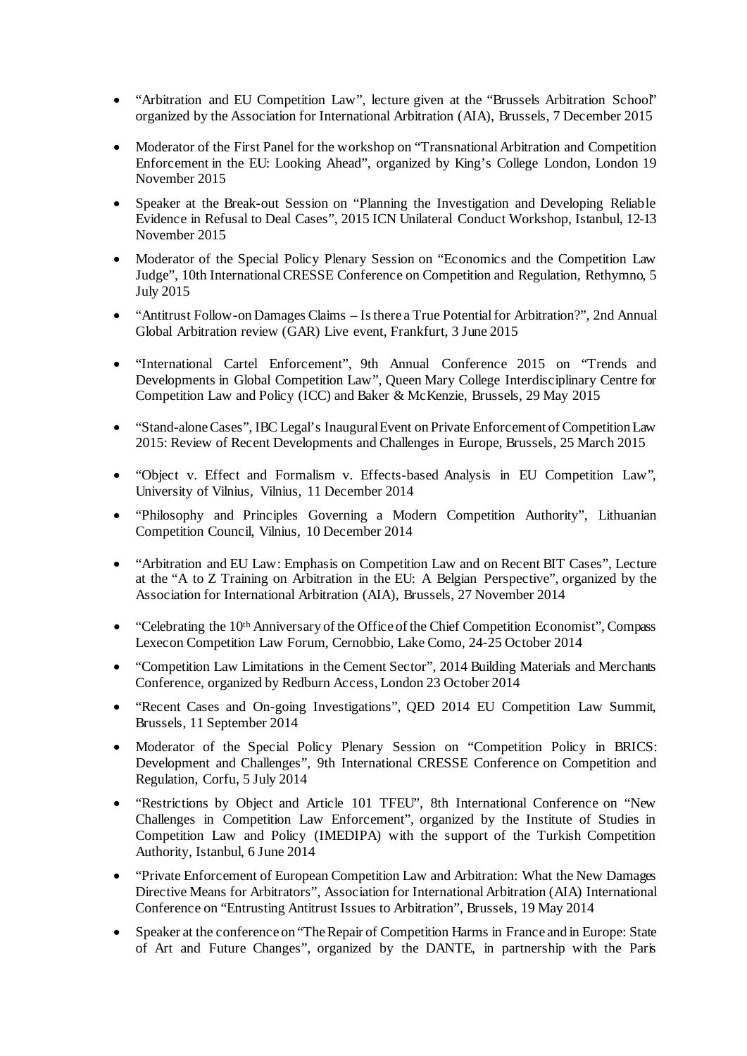- "Arbitration and EU Competition Law", lecture given at the "Brussels Arbitration School" organized by the Association for International Arbitration (AIA), Brussels, 7 December 2015

- Moderator of the First Panel for the workshop on "Transnational Arbitration and Competition Enforcement in the EU: Looking Ahead", organized by King's College London, London 19 November 2015

- Speaker at the Break-out Session on "Planning the Investigation and Developing Reliable Evidence in Refusal to Deal Cases", 2015 ICN Unilateral Conduct Workshop, Istanbul, 12-13 November 2015

- Moderator of the Special Policy Plenary Session on "Economics and the Competition Law Judge", 10th International CRESSE Conference on Competition and Regulation, Rethymno, 5 July 2015

- "Antitrust Follow-on Damages Claims – Is there a True Potential for Arbitration?", 2nd Annual Global Arbitration review (GAR) Live event, Frankfurt, 3 June 2015

- "International Cartel Enforcement", 9th Annual Conference 2015 on "Trends and Developments in Global Competition Law", Queen Mary College Interdisciplinary Centre for Competition Law and Policy (ICC) and Baker & McKenzie, Brussels, 29 May 2015

- "Stand-alone Cases", IBC Legal's Inaugural Event on Private Enforcement of Competition Law 2015: Review of Recent Developments and Challenges in Europe, Brussels, 25 March 2015

- "Object v. Effect and Formalism v. Effects-based Analysis in EU Competition Law", University of Vilnius, Vilnius, 11 December 2014

- "Philosophy and Principles Governing a Modern Competition Authority", Lithuanian Competition Council, Vilnius, 10 December 2014

- "Arbitration and EU Law: Emphasis on Competition Law and on Recent BIT Cases", Lecture at the "A to Z Training on Arbitration in the EU: A Belgian Perspective", organized by the Association for International Arbitration (AIA), Brussels, 27 November 2014

- "Celebrating the 10th Anniversary of the Office of the Chief Competition Economist", Compass Lexecon Competition Law Forum, Cernobbio, Lake Como, 24-25 October 2014

- "Competition Law Limitations in the Cement Sector", 2014 Building Materials and Merchants Conference, organized by Redburn Access, London 23 October 2014

- "Recent Cases and On-going Investigations", QED 2014 EU Competition Law Summit, Brussels, 11 September 2014

- Moderator of the Special Policy Plenary Session on "Competition Policy in BRICS: Development and Challenges", 9th International CRESSE Conference on Competition and Regulation, Corfu, 5 July 2014

- "Restrictions by Object and Article 101 TFEU", 8th International Conference on "New Challenges in Competition Law Enforcement", organized by the Institute of Studies in Competition Law and Policy (IMEDIPA) with the support of the Turkish Competition Authority, Istanbul, 6 June 2014

- "Private Enforcement of European Competition Law and Arbitration: What the New Damages Directive Means for Arbitrators", Association for International Arbitration (AIA) International Conference on "Entrusting Antitrust Issues to Arbitration", Brussels, 19 May 2014

- Speaker at the conference on "The Repair of Competition Harms in France and in Europe: State of Art and Future Changes", organized by the DANTE, in partnership with the Paris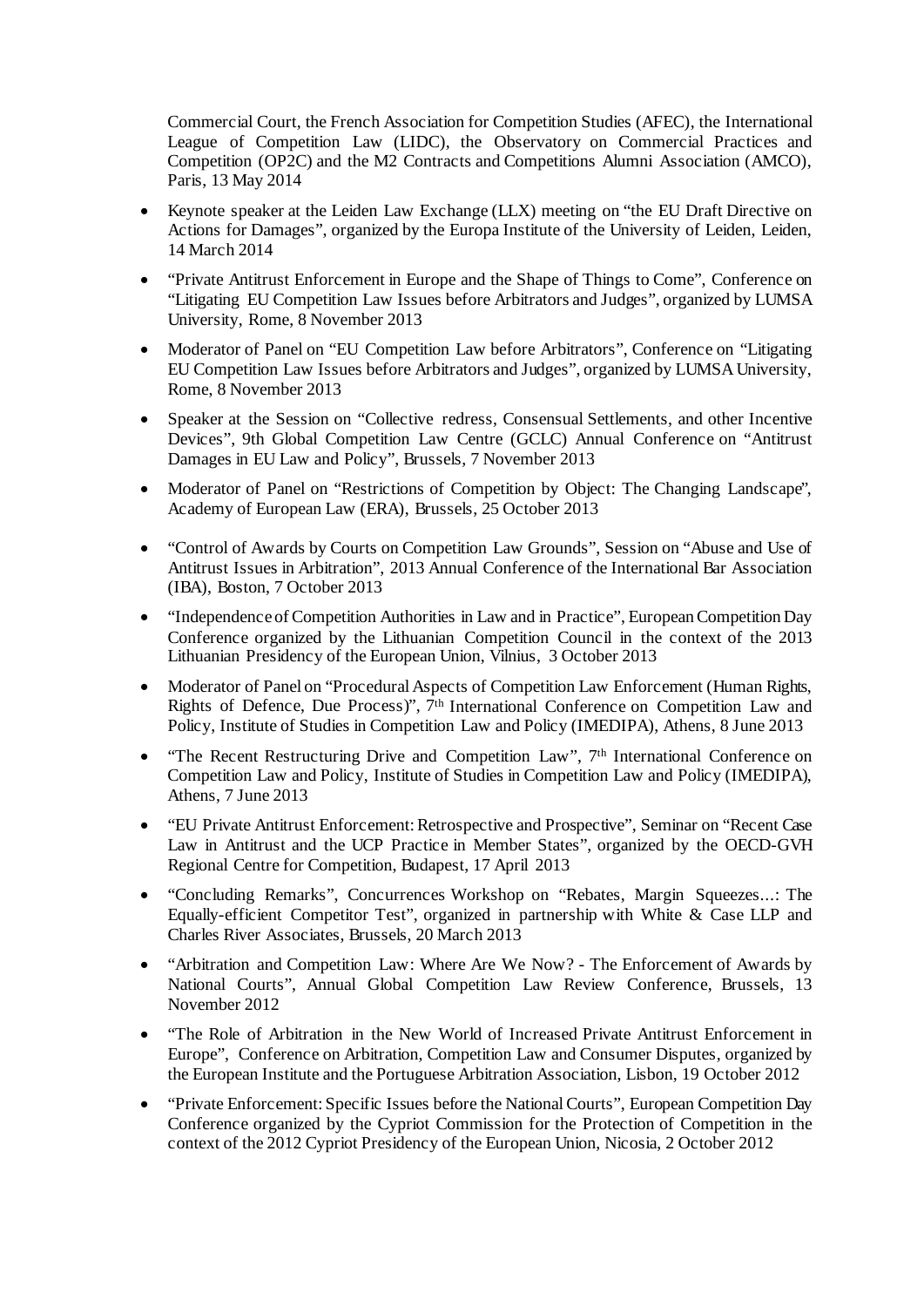Commercial Court, the French Association for Competition Studies (AFEC), the International League of Competition Law (LIDC), the Observatory on Commercial Practices and Competition (OP2C) and the M2 Contracts and Competitions Alumni Association (AMCO), Paris, 13 May 2014

- Keynote speaker at the Leiden Law Exchange (LLX) meeting on "the EU Draft Directive on Actions for Damages", organized by the Europa Institute of the University of Leiden, Leiden, 14 March 2014
- "Private Antitrust Enforcement in Europe and the Shape of Things to Come", Conference on "Litigating EU Competition Law Issues before Arbitrators and Judges", organized by LUMSA University, Rome, 8 November 2013
- Moderator of Panel on "EU Competition Law before Arbitrators", Conference on "Litigating EU Competition Law Issues before Arbitrators and Judges", organized by LUMSA University, Rome, 8 November 2013
- Speaker at the Session on "Collective redress, Consensual Settlements, and other Incentive Devices", 9th Global Competition Law Centre (GCLC) Annual Conference on "Antitrust Damages in EU Law and Policy", Brussels, 7 November 2013
- Moderator of Panel on "Restrictions of Competition by Object: The Changing Landscape", Academy of European Law (ERA), Brussels, 25 October 2013
- "Control of Awards by Courts on Competition Law Grounds", Session on "Abuse and Use of Antitrust Issues in Arbitration", 2013 Annual Conference of the International Bar Association (IBA), Boston, 7 October 2013
- "Independence of Competition Authorities in Law and in Practice", European Competition Day Conference organized by the Lithuanian Competition Council in the context of the 2013 Lithuanian Presidency of the European Union, Vilnius, 3 October 2013
- Moderator of Panel on "Procedural Aspects of Competition Law Enforcement (Human Rights, Rights of Defence, Due Process)", 7th International Conference on Competition Law and Policy, Institute of Studies in Competition Law and Policy (IMEDIPA), Athens, 8 June 2013
- "The Recent Restructuring Drive and Competition Law", 7th International Conference on Competition Law and Policy, Institute of Studies in Competition Law and Policy (IMEDIPA), Athens, 7 June 2013
- "EU Private Antitrust Enforcement: Retrospective and Prospective", Seminar on "Recent Case Law in Antitrust and the UCP Practice in Member States", organized by the OECD-GVH Regional Centre for Competition, Budapest, 17 April 2013
- "Concluding Remarks", Concurrences Workshop on "Rebates, Margin Squeezes...: The Equally-efficient Competitor Test", organized in partnership with White & Case LLP and Charles River Associates, Brussels, 20 March 2013
- "Arbitration and Competition Law: Where Are We Now? - The Enforcement of Awards by National Courts", Annual Global Competition Law Review Conference, Brussels, 13 November 2012
- "The Role of Arbitration in the New World of Increased Private Antitrust Enforcement in Europe", Conference on Arbitration, Competition Law and Consumer Disputes, organized by the European Institute and the Portuguese Arbitration Association, Lisbon, 19 October 2012
- "Private Enforcement: Specific Issues before the National Courts", European Competition Day Conference organized by the Cypriot Commission for the Protection of Competition in the context of the 2012 Cypriot Presidency of the European Union, Nicosia, 2 October 2012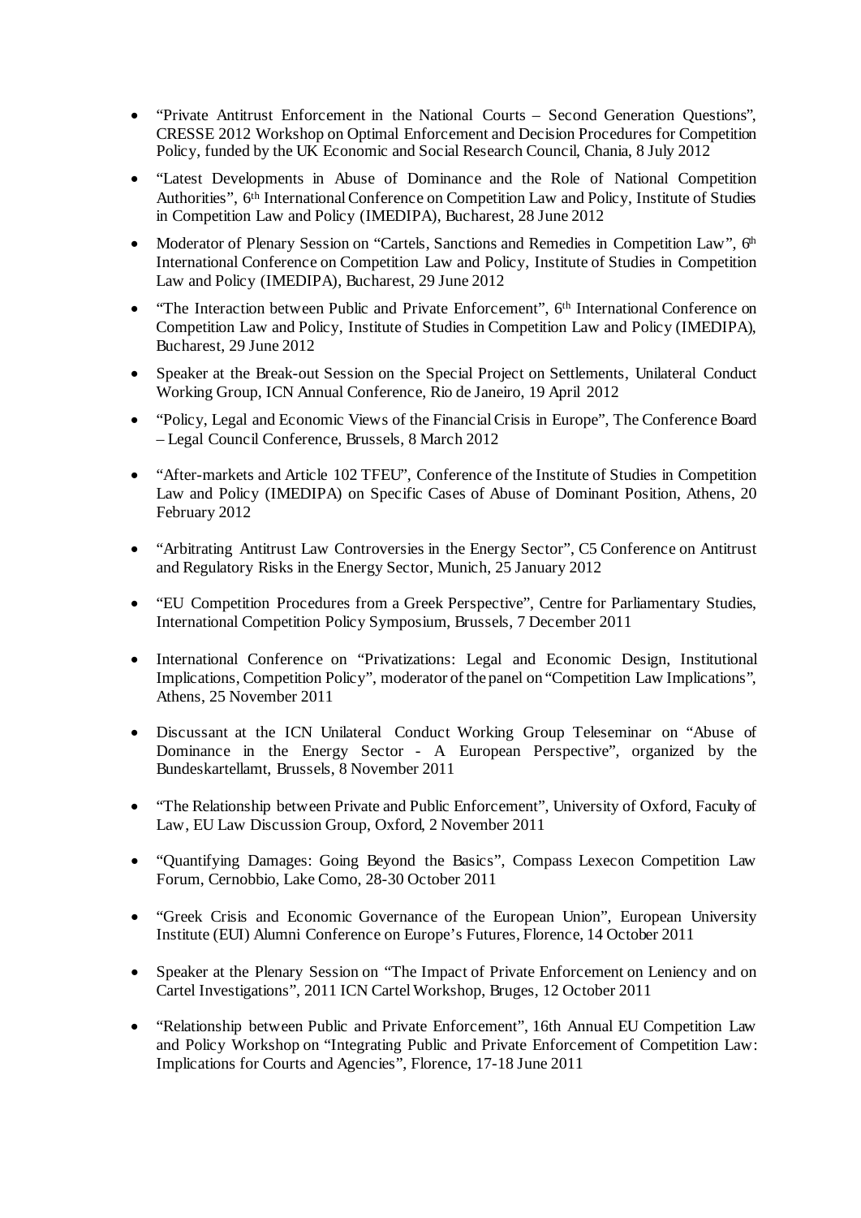- "Private Antitrust Enforcement in the National Courts – Second Generation Questions", CRESSE 2012 Workshop on Optimal Enforcement and Decision Procedures for Competition Policy, funded by the UK Economic and Social Research Council, Chania, 8 July 2012

- "Latest Developments in Abuse of Dominance and the Role of National Competition Authorities", 6th International Conference on Competition Law and Policy, Institute of Studies in Competition Law and Policy (IMEDIPA), Bucharest, 28 June 2012

- Moderator of Plenary Session on "Cartels, Sanctions and Remedies in Competition Law", 6th International Conference on Competition Law and Policy, Institute of Studies in Competition Law and Policy (IMEDIPA), Bucharest, 29 June 2012

- "The Interaction between Public and Private Enforcement", 6th International Conference on Competition Law and Policy, Institute of Studies in Competition Law and Policy (IMEDIPA), Bucharest, 29 June 2012

- Speaker at the Break-out Session on the Special Project on Settlements, Unilateral Conduct Working Group, ICN Annual Conference, Rio de Janeiro, 19 April 2012

- "Policy, Legal and Economic Views of the Financial Crisis in Europe", The Conference Board – Legal Council Conference, Brussels, 8 March 2012

- "After-markets and Article 102 TFEU", Conference of the Institute of Studies in Competition Law and Policy (IMEDIPA) on Specific Cases of Abuse of Dominant Position, Athens, 20 February 2012

- "Arbitrating Antitrust Law Controversies in the Energy Sector", C5 Conference on Antitrust and Regulatory Risks in the Energy Sector, Munich, 25 January 2012

- "EU Competition Procedures from a Greek Perspective", Centre for Parliamentary Studies, International Competition Policy Symposium, Brussels, 7 December 2011

- International Conference on "Privatizations: Legal and Economic Design, Institutional Implications, Competition Policy", moderator of the panel on "Competition Law Implications", Athens, 25 November 2011

- Discussant at the ICN Unilateral Conduct Working Group Teleseminar on "Abuse of Dominance in the Energy Sector - A European Perspective", organized by the Bundeskartellamt, Brussels, 8 November 2011

- "The Relationship between Private and Public Enforcement", University of Oxford, Faculty of Law, EU Law Discussion Group, Oxford, 2 November 2011

- "Quantifying Damages: Going Beyond the Basics", Compass Lexecon Competition Law Forum, Cernobbio, Lake Como, 28-30 October 2011

- "Greek Crisis and Economic Governance of the European Union", European University Institute (EUI) Alumni Conference on Europe's Futures, Florence, 14 October 2011

- Speaker at the Plenary Session on "The Impact of Private Enforcement on Leniency and on Cartel Investigations", 2011 ICN Cartel Workshop, Bruges, 12 October 2011

- "Relationship between Public and Private Enforcement", 16th Annual EU Competition Law and Policy Workshop on "Integrating Public and Private Enforcement of Competition Law: Implications for Courts and Agencies", Florence, 17-18 June 2011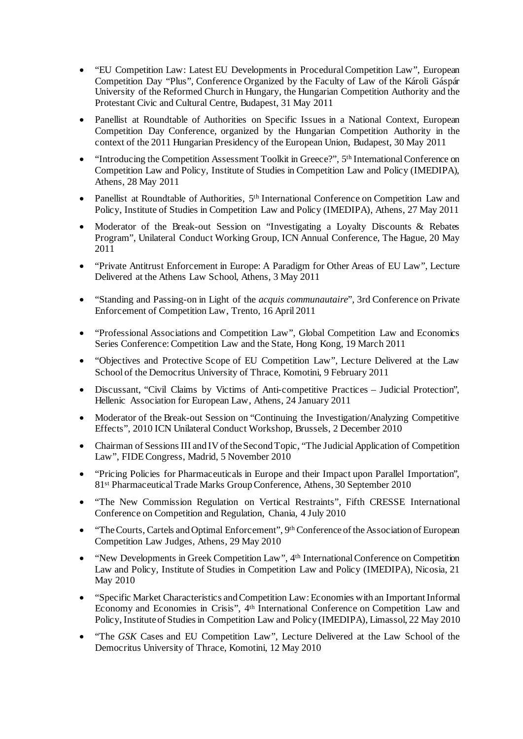- "EU Competition Law: Latest EU Developments in Procedural Competition Law", European Competition Day "Plus", Conference Organized by the Faculty of Law of the Károli Gáspár University of the Reformed Church in Hungary, the Hungarian Competition Authority and the Protestant Civic and Cultural Centre, Budapest, 31 May 2011

- Panellist at Roundtable of Authorities on Specific Issues in a National Context, European Competition Day Conference, organized by the Hungarian Competition Authority in the context of the 2011 Hungarian Presidency of the European Union, Budapest, 30 May 2011

- "Introducing the Competition Assessment Toolkit in Greece?", 5th International Conference on Competition Law and Policy, Institute of Studies in Competition Law and Policy (IMEDIPA), Athens, 28 May 2011

- Panellist at Roundtable of Authorities, 5th International Conference on Competition Law and Policy, Institute of Studies in Competition Law and Policy (IMEDIPA), Athens, 27 May 2011

- Moderator of the Break-out Session on "Investigating a Loyalty Discounts & Rebates Program", Unilateral Conduct Working Group, ICN Annual Conference, The Hague, 20 May 2011

- "Private Antitrust Enforcement in Europe: A Paradigm for Other Areas of EU Law", Lecture Delivered at the Athens Law School, Athens, 3 May 2011

- "Standing and Passing-on in Light of the *acquis communautaire*", 3rd Conference on Private Enforcement of Competition Law, Trento, 16 April 2011

- "Professional Associations and Competition Law", Global Competition Law and Economics Series Conference: Competition Law and the State, Hong Kong, 19 March 2011

- "Objectives and Protective Scope of EU Competition Law", Lecture Delivered at the Law School of the Democritus University of Thrace, Komotini, 9 February 2011

- Discussant, "Civil Claims by Victims of Anti-competitive Practices – Judicial Protection", Hellenic Association for European Law, Athens, 24 January 2011

- Moderator of the Break-out Session on "Continuing the Investigation/Analyzing Competitive Effects", 2010 ICN Unilateral Conduct Workshop, Brussels, 2 December 2010

- Chairman of Sessions III and IV of the Second Topic, "The Judicial Application of Competition Law", FIDE Congress, Madrid, 5 November 2010

- "Pricing Policies for Pharmaceuticals in Europe and their Impact upon Parallel Importation", 81st Pharmaceutical Trade Marks Group Conference, Athens, 30 September 2010

- "The New Commission Regulation on Vertical Restraints", Fifth CRESSE International Conference on Competition and Regulation, Chania, 4 July 2010

- "The Courts, Cartels and Optimal Enforcement", 9th Conference of the Association of European Competition Law Judges, Athens, 29 May 2010

- "New Developments in Greek Competition Law", 4th International Conference on Competition Law and Policy, Institute of Studies in Competition Law and Policy (IMEDIPA), Nicosia, 21 May 2010

- "Specific Market Characteristics and Competition Law: Economies with an Important Informal Economy and Economies in Crisis", 4th International Conference on Competition Law and Policy, Institute of Studies in Competition Law and Policy (IMEDIPA), Limassol, 22 May 2010

- "The *GSK* Cases and EU Competition Law", Lecture Delivered at the Law School of the Democritus University of Thrace, Komotini, 12 May 2010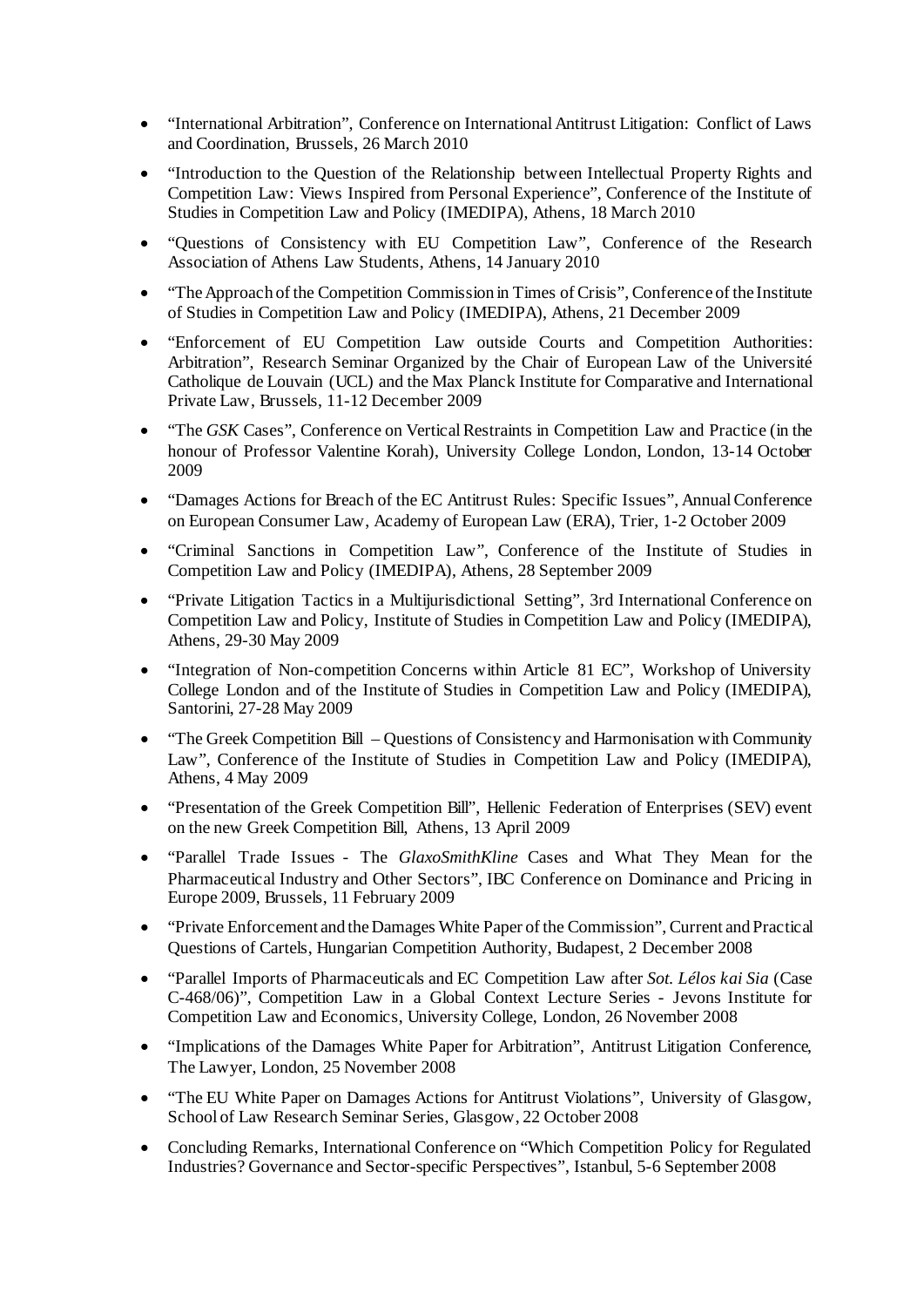- "International Arbitration", Conference on International Antitrust Litigation: Conflict of Laws and Coordination, Brussels, 26 March 2010
- "Introduction to the Question of the Relationship between Intellectual Property Rights and Competition Law: Views Inspired from Personal Experience", Conference of the Institute of Studies in Competition Law and Policy (IMEDIPA), Athens, 18 March 2010
- "Questions of Consistency with EU Competition Law", Conference of the Research Association of Athens Law Students, Athens, 14 January 2010
- "The Approach of the Competition Commission in Times of Crisis", Conference of the Institute of Studies in Competition Law and Policy (IMEDIPA), Athens, 21 December 2009
- "Enforcement of EU Competition Law outside Courts and Competition Authorities: Arbitration", Research Seminar Organized by the Chair of European Law of the Université Catholique de Louvain (UCL) and the Max Planck Institute for Comparative and International Private Law, Brussels, 11-12 December 2009
- "The *GSK* Cases", Conference on Vertical Restraints in Competition Law and Practice (in the honour of Professor Valentine Korah), University College London, London, 13-14 October 2009
- "Damages Actions for Breach of the EC Antitrust Rules: Specific Issues", Annual Conference on European Consumer Law, Academy of European Law (ERA), Trier, 1-2 October 2009
- "Criminal Sanctions in Competition Law", Conference of the Institute of Studies in Competition Law and Policy (IMEDIPA), Athens, 28 September 2009
- "Private Litigation Tactics in a Multijurisdictional Setting", 3rd International Conference on Competition Law and Policy, Institute of Studies in Competition Law and Policy (IMEDIPA), Athens, 29-30 May 2009
- "Integration of Non-competition Concerns within Article 81 EC", Workshop of University College London and of the Institute of Studies in Competition Law and Policy (IMEDIPA), Santorini, 27-28 May 2009
- "The Greek Competition Bill – Questions of Consistency and Harmonisation with Community Law", Conference of the Institute of Studies in Competition Law and Policy (IMEDIPA), Athens, 4 May 2009
- "Presentation of the Greek Competition Bill", Hellenic Federation of Enterprises (SEV) event on the new Greek Competition Bill, Athens, 13 April 2009
- "Parallel Trade Issues - The *GlaxoSmithKline* Cases and What They Mean for the Pharmaceutical Industry and Other Sectors", IBC Conference on Dominance and Pricing in Europe 2009, Brussels, 11 February 2009
- "Private Enforcement and the Damages White Paper of the Commission", Current and Practical Questions of Cartels, Hungarian Competition Authority, Budapest, 2 December 2008
- "Parallel Imports of Pharmaceuticals and EC Competition Law after *Sot. Lélos kai Sia* (Case C-468/06)", Competition Law in a Global Context Lecture Series - Jevons Institute for Competition Law and Economics, University College, London, 26 November 2008
- "Implications of the Damages White Paper for Arbitration", Antitrust Litigation Conference, The Lawyer, London, 25 November 2008
- "The EU White Paper on Damages Actions for Antitrust Violations", University of Glasgow, School of Law Research Seminar Series, Glasgow, 22 October 2008
- Concluding Remarks, International Conference on "Which Competition Policy for Regulated Industries? Governance and Sector-specific Perspectives", Istanbul, 5-6 September 2008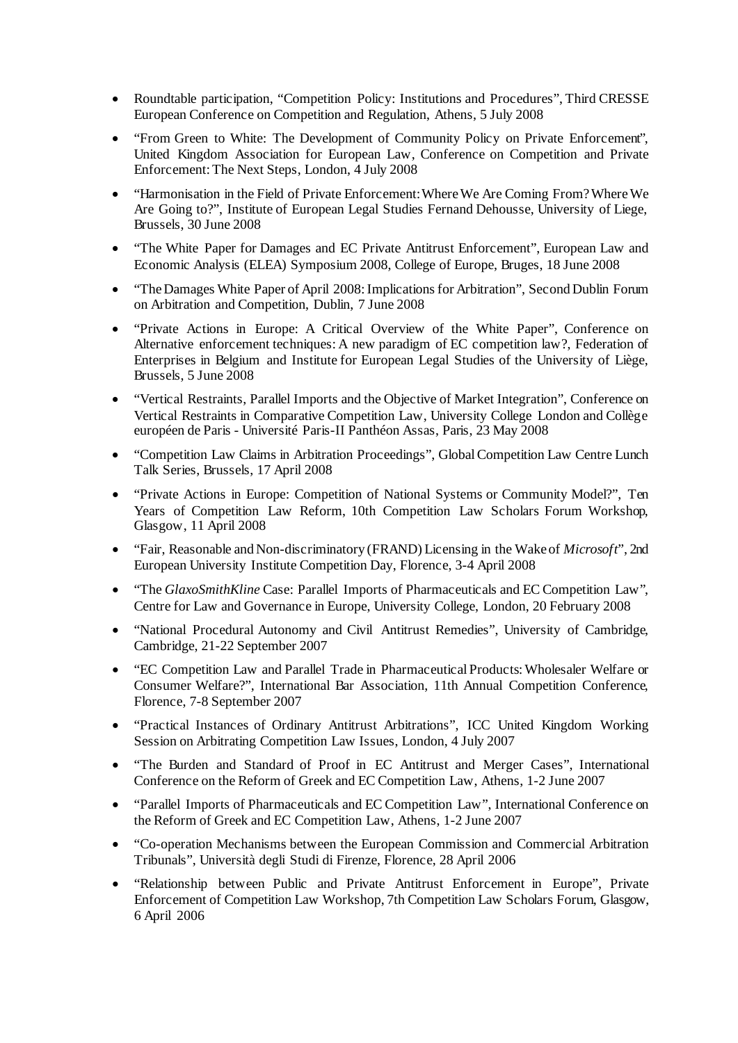- Roundtable participation, "Competition Policy: Institutions and Procedures", Third CRESSE European Conference on Competition and Regulation, Athens, 5 July 2008
- "From Green to White: The Development of Community Policy on Private Enforcement", United Kingdom Association for European Law, Conference on Competition and Private Enforcement: The Next Steps, London, 4 July 2008
- "Harmonisation in the Field of Private Enforcement: Where We Are Coming From? Where We Are Going to?", Institute of European Legal Studies Fernand Dehousse, University of Liege, Brussels, 30 June 2008
- "The White Paper for Damages and EC Private Antitrust Enforcement", European Law and Economic Analysis (ELEA) Symposium 2008, College of Europe, Bruges, 18 June 2008
- "The Damages White Paper of April 2008: Implications for Arbitration", Second Dublin Forum on Arbitration and Competition, Dublin, 7 June 2008
- "Private Actions in Europe: A Critical Overview of the White Paper", Conference on Alternative enforcement techniques: A new paradigm of EC competition law?, Federation of Enterprises in Belgium and Institute for European Legal Studies of the University of Liège, Brussels, 5 June 2008
- "Vertical Restraints, Parallel Imports and the Objective of Market Integration", Conference on Vertical Restraints in Comparative Competition Law, University College London and Collège européen de Paris - Université Paris-II Panthéon Assas, Paris, 23 May 2008
- "Competition Law Claims in Arbitration Proceedings", Global Competition Law Centre Lunch Talk Series, Brussels, 17 April 2008
- "Private Actions in Europe: Competition of National Systems or Community Model?", Ten Years of Competition Law Reform, 10th Competition Law Scholars Forum Workshop, Glasgow, 11 April 2008
- "Fair, Reasonable and Non-discriminatory (FRAND) Licensing in the Wake of *Microsoft*", 2nd European University Institute Competition Day, Florence, 3-4 April 2008
- "The *GlaxoSmithKline* Case: Parallel Imports of Pharmaceuticals and EC Competition Law", Centre for Law and Governance in Europe, University College, London, 20 February 2008
- "National Procedural Autonomy and Civil Antitrust Remedies", University of Cambridge, Cambridge, 21-22 September 2007
- "EC Competition Law and Parallel Trade in Pharmaceutical Products: Wholesaler Welfare or Consumer Welfare?", International Bar Association, 11th Annual Competition Conference, Florence, 7-8 September 2007
- "Practical Instances of Ordinary Antitrust Arbitrations", ICC United Kingdom Working Session on Arbitrating Competition Law Issues, London, 4 July 2007
- "The Burden and Standard of Proof in EC Antitrust and Merger Cases", International Conference on the Reform of Greek and EC Competition Law, Athens, 1-2 June 2007
- "Parallel Imports of Pharmaceuticals and EC Competition Law", International Conference on the Reform of Greek and EC Competition Law, Athens, 1-2 June 2007
- "Co-operation Mechanisms between the European Commission and Commercial Arbitration Tribunals", Università degli Studi di Firenze, Florence, 28 April 2006
- "Relationship between Public and Private Antitrust Enforcement in Europe", Private Enforcement of Competition Law Workshop, 7th Competition Law Scholars Forum, Glasgow, 6 April 2006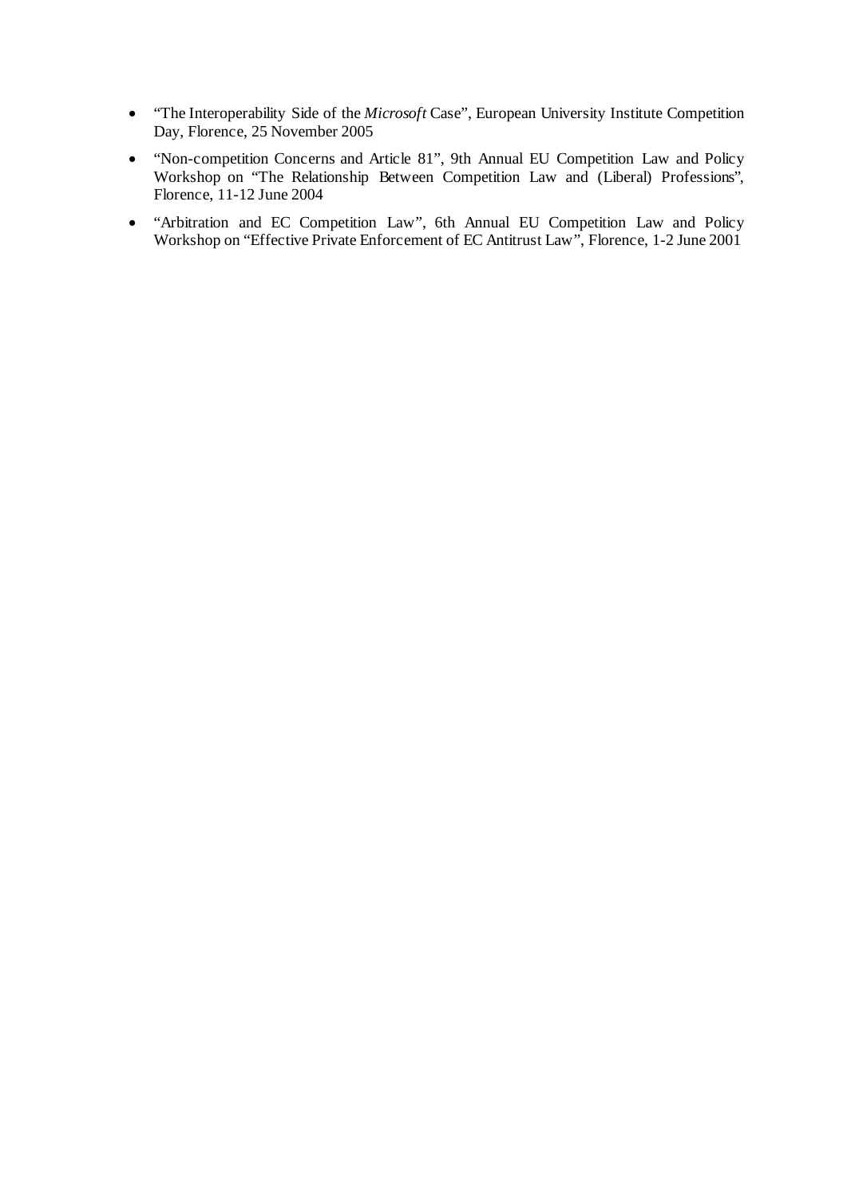- "The Interoperability Side of the *Microsoft* Case", European University Institute Competition Day, Florence, 25 November 2005
- "Non-competition Concerns and Article 81", 9th Annual EU Competition Law and Policy Workshop on "The Relationship Between Competition Law and (Liberal) Professions", Florence, 11-12 June 2004
- "Arbitration and EC Competition Law", 6th Annual EU Competition Law and Policy Workshop on "Effective Private Enforcement of EC Antitrust Law", Florence, 1-2 June 2001